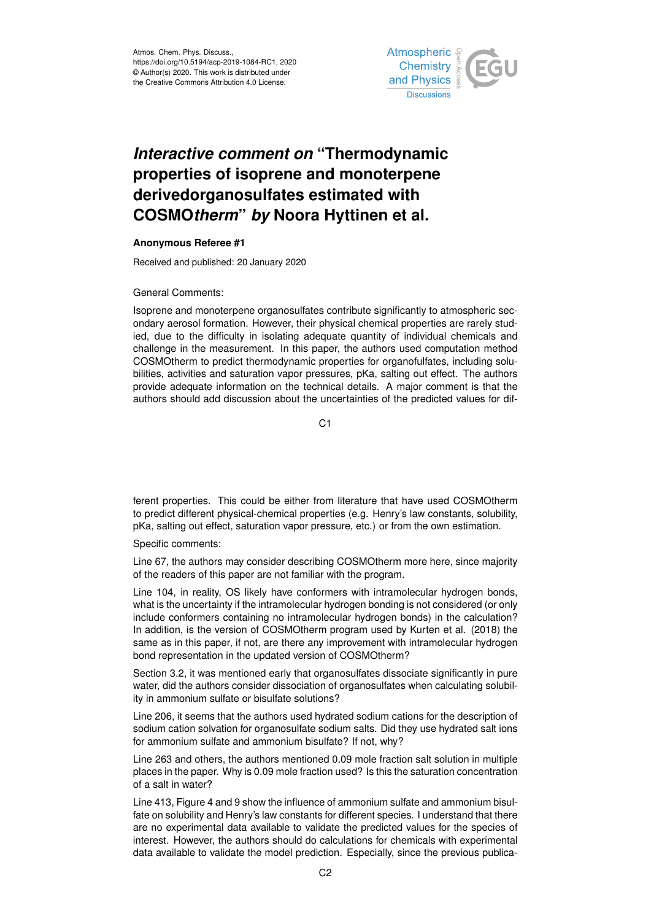Atmos. Chem. Phys. Discuss.,
https://doi.org/10.5194/acp-2019-1084-RC1, 2020
© Author(s) 2020. This work is distributed under
the Creative Commons Attribution 4.0 License.

# *Interactive comment on* "Thermodynamic properties of isoprene and monoterpene derivedorganosulfates estimated with COSMO*therm*" *by* Noora Hyttinen et al.

**Anonymous Referee #1**

Received and published: 20 January 2020

General Comments:

Isoprene and monoterpene organosulfates contribute significantly to atmospheric secondary aerosol formation. However, their physical chemical properties are rarely studied, due to the difficulty in isolating adequate quantity of individual chemicals and challenge in the measurement. In this paper, the authors used computation method COSMOtherm to predict thermodynamic properties for organofulfates, including solubilities, activities and saturation vapor pressures, pKa, salting out effect. The authors provide adequate information on the technical details. A major comment is that the authors should add discussion about the uncertainties of the predicted values for different properties. This could be either from literature that have used COSMOtherm to predict different physical-chemical properties (e.g. Henry's law constants, solubility, pKa, salting out effect, saturation vapor pressure, etc.) or from the own estimation.

Specific comments:

Line 67, the authors may consider describing COSMOtherm more here, since majority of the readers of this paper are not familiar with the program.

Line 104, in reality, OS likely have conformers with intramolecular hydrogen bonds, what is the uncertainty if the intramolecular hydrogen bonding is not considered (or only include conformers containing no intramolecular hydrogen bonds) in the calculation? In addition, is the version of COSMOtherm program used by Kurten et al. (2018) the same as in this paper, if not, are there any improvement with intramolecular hydrogen bond representation in the updated version of COSMOtherm?

Section 3.2, it was mentioned early that organosulfates dissociate significantly in pure water, did the authors consider dissociation of organosulfates when calculating solubility in ammonium sulfate or bisulfate solutions?

Line 206, it seems that the authors used hydrated sodium cations for the description of sodium cation solvation for organosulfate sodium salts. Did they use hydrated salt ions for ammonium sulfate and ammonium bisulfate? If not, why?

Line 263 and others, the authors mentioned 0.09 mole fraction salt solution in multiple places in the paper. Why is 0.09 mole fraction used? Is this the saturation concentration of a salt in water?

Line 413, Figure 4 and 9 show the influence of ammonium sulfate and ammonium bisulfate on solubility and Henry's law constants for different species. I understand that there are no experimental data available to validate the predicted values for the species of interest. However, the authors should do calculations for chemicals with experimental data available to validate the model prediction. Especially, since the previous publica-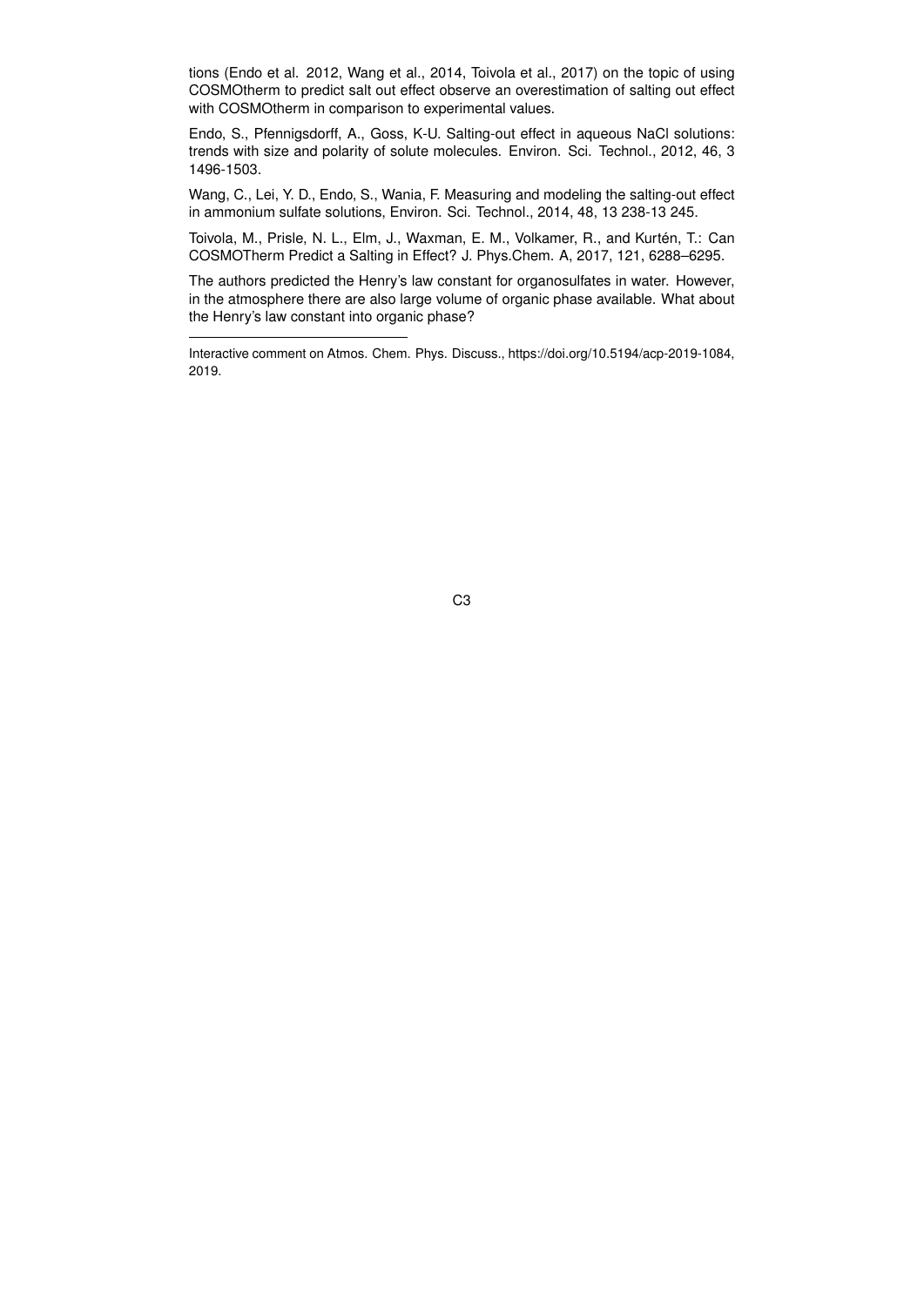tions (Endo et al. 2012, Wang et al., 2014, Toivola et al., 2017) on the topic of using COSMOtherm to predict salt out effect observe an overestimation of salting out effect with COSMOtherm in comparison to experimental values.

Endo, S., Pfennigsdorff, A., Goss, K-U. Salting-out effect in aqueous NaCl solutions: trends with size and polarity of solute molecules. Environ. Sci. Technol., 2012, 46, 3 1496-1503.

Wang, C., Lei, Y. D., Endo, S., Wania, F. Measuring and modeling the salting-out effect in ammonium sulfate solutions, Environ. Sci. Technol., 2014, 48, 13 238-13 245.

Toivola, M., Prisle, N. L., Elm, J., Waxman, E. M., Volkamer, R., and Kurtén, T.: Can COSMOTherm Predict a Salting in Effect? J. Phys.Chem. A, 2017, 121, 6288–6295.

The authors predicted the Henry's law constant for organosulfates in water. However, in the atmosphere there are also large volume of organic phase available. What about the Henry's law constant into organic phase?

---

Interactive comment on Atmos. Chem. Phys. Discuss., https://doi.org/10.5194/acp-2019-1084, 2019.